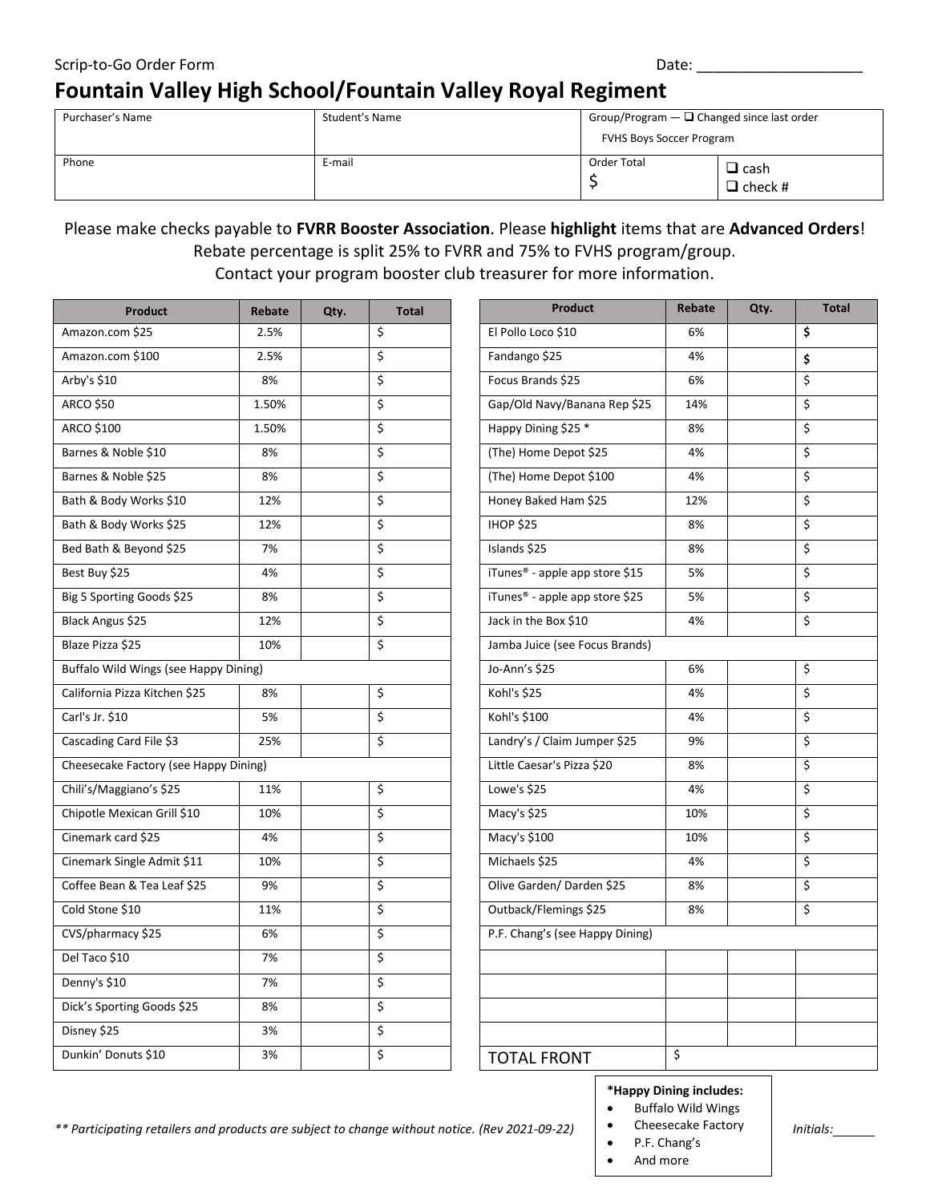Scrip-to-Go Order Form

Date: ____________________

# Fountain Valley High School/Fountain Valley Royal Regiment

| Purchaser's Name | Student's Name | Group/Program — ❑ Changed since last order<br>FVHS Boys Soccer Program | |
|---|---|---|---|
| Phone | E-mail | Order Total<br>$ | ❑ cash<br>❑ check # |

Please make checks payable to **FVRR Booster Association**. Please **highlight** items that are **Advanced Orders**!
Rebate percentage is split 25% to FVRR and 75% to FVHS program/group.
Contact your program booster club treasurer for more information.

| Product | Rebate | Qty. | Total |
|---|---|---|---|
| Amazon.com $25 | 2.5% | | $ |
| Amazon.com $100 | 2.5% | | $ |
| Arby's $10 | 8% | | $ |
| ARCO $50 | 1.50% | | $ |
| ARCO $100 | 1.50% | | $ |
| Barnes & Noble $10 | 8% | | $ |
| Barnes & Noble $25 | 8% | | $ |
| Bath & Body Works $10 | 12% | | $ |
| Bath & Body Works $25 | 12% | | $ |
| Bed Bath & Beyond $25 | 7% | | $ |
| Best Buy $25 | 4% | | $ |
| Big 5 Sporting Goods $25 | 8% | | $ |
| Black Angus $25 | 12% | | $ |
| Blaze Pizza $25 | 10% | | $ |
| Buffalo Wild Wings (see Happy Dining) | | | |
| California Pizza Kitchen $25 | 8% | | $ |
| Carl's Jr. $10 | 5% | | $ |
| Cascading Card File $3 | 25% | | $ |
| Cheesecake Factory (see Happy Dining) | | | |
| Chili's/Maggiano's $25 | 11% | | $ |
| Chipotle Mexican Grill $10 | 10% | | $ |
| Cinemark card $25 | 4% | | $ |
| Cinemark Single Admit $11 | 10% | | $ |
| Coffee Bean & Tea Leaf $25 | 9% | | $ |
| Cold Stone $10 | 11% | | $ |
| CVS/pharmacy $25 | 6% | | $ |
| Del Taco $10 | 7% | | $ |
| Denny's $10 | 7% | | $ |
| Dick's Sporting Goods $25 | 8% | | $ |
| Disney $25 | 3% | | $ |
| Dunkin' Donuts $10 | 3% | | $ |

| Product | Rebate | Qty. | Total |
|---|---|---|---|
| El Pollo Loco $10 | 6% | | $ |
| Fandango $25 | 4% | | $ |
| Focus Brands $25 | 6% | | $ |
| Gap/Old Navy/Banana Rep $25 | 14% | | $ |
| Happy Dining $25 * | 8% | | $ |
| (The) Home Depot $25 | 4% | | $ |
| (The) Home Depot $100 | 4% | | $ |
| Honey Baked Ham $25 | 12% | | $ |
| IHOP $25 | 8% | | $ |
| Islands $25 | 8% | | $ |
| iTunes® - apple app store $15 | 5% | | $ |
| iTunes® - apple app store $25 | 5% | | $ |
| Jack in the Box $10 | 4% | | $ |
| Jamba Juice (see Focus Brands) | | | |
| Jo-Ann's $25 | 6% | | $ |
| Kohl's $25 | 4% | | $ |
| Kohl's $100 | 4% | | $ |
| Landry's / Claim Jumper $25 | 9% | | $ |
| Little Caesar's Pizza $20 | 8% | | $ |
| Lowe's $25 | 4% | | $ |
| Macy's $25 | 10% | | $ |
| Macy's $100 | 10% | | $ |
| Michaels $25 | 4% | | $ |
| Olive Garden/ Darden $25 | 8% | | $ |
| Outback/Flemings $25 | 8% | | $ |
| P.F. Chang's (see Happy Dining) | | | |
| | | | |
| | | | |
| | | | |
| | | | |
| TOTAL FRONT | $ | | |

**\*Happy Dining includes:**
- Buffalo Wild Wings
- Cheesecake Factory
- P.F. Chang's
- And more

*** Participating retailers and products are subject to change without notice. (Rev 2021-09-22)*

*Initials:*______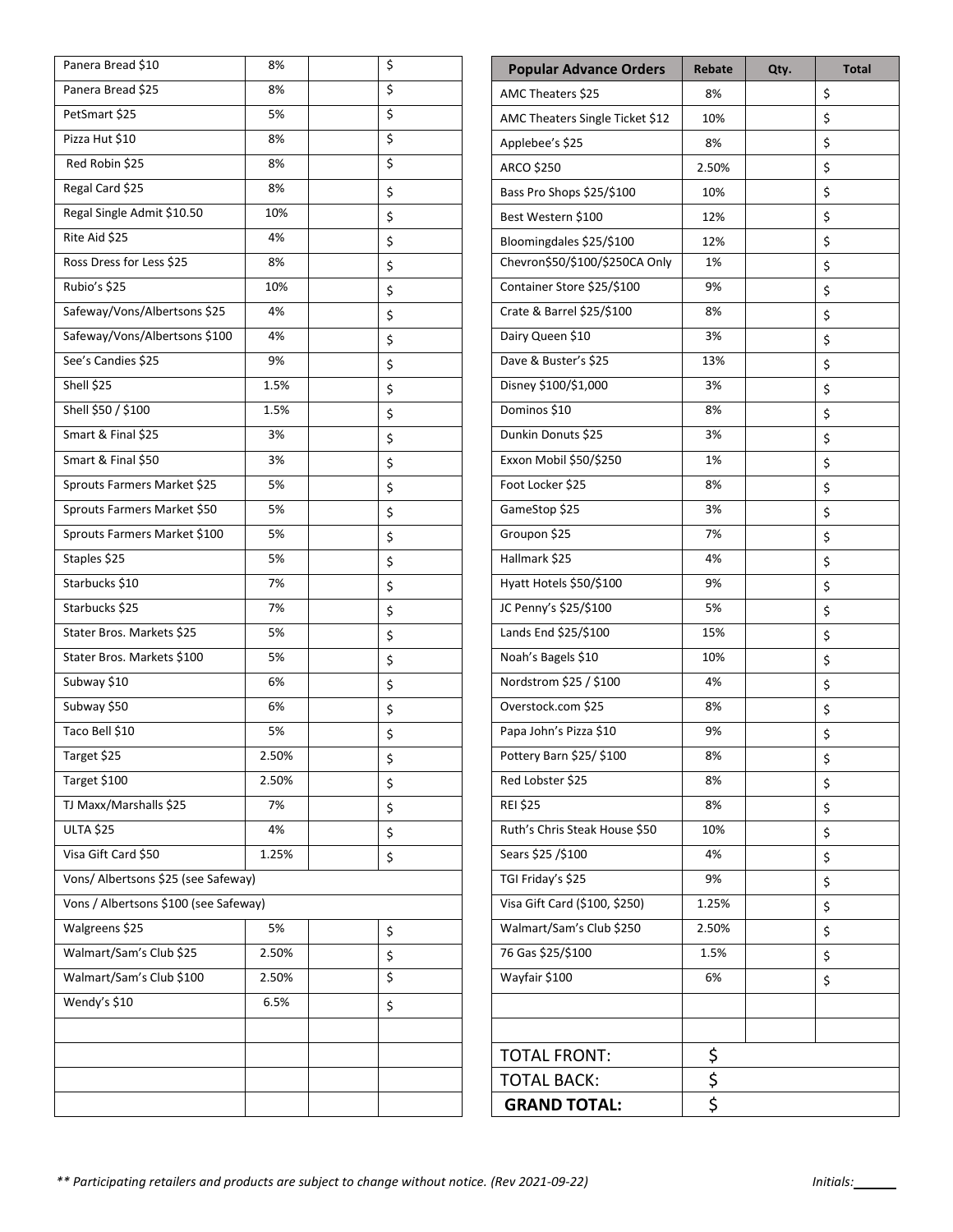| | | | |
|---|---|---|---|
| Panera Bread $10 | 8% | | $ |
| Panera Bread $25 | 8% | | $ |
| PetSmart $25 | 5% | | $ |
| Pizza Hut $10 | 8% | | $ |
| Red Robin $25 | 8% | | $ |
| Regal Card $25 | 8% | | $ |
| Regal Single Admit $10.50 | 10% | | $ |
| Rite Aid $25 | 4% | | $ |
| Ross Dress for Less $25 | 8% | | $ |
| Rubio's $25 | 10% | | $ |
| Safeway/Vons/Albertsons $25 | 4% | | $ |
| Safeway/Vons/Albertsons $100 | 4% | | $ |
| See's Candies $25 | 9% | | $ |
| Shell $25 | 1.5% | | $ |
| Shell $50 / $100 | 1.5% | | $ |
| Smart & Final $25 | 3% | | $ |
| Smart & Final $50 | 3% | | $ |
| Sprouts Farmers Market $25 | 5% | | $ |
| Sprouts Farmers Market $50 | 5% | | $ |
| Sprouts Farmers Market $100 | 5% | | $ |
| Staples $25 | 5% | | $ |
| Starbucks $10 | 7% | | $ |
| Starbucks $25 | 7% | | $ |
| Stater Bros. Markets $25 | 5% | | $ |
| Stater Bros. Markets $100 | 5% | | $ |
| Subway $10 | 6% | | $ |
| Subway $50 | 6% | | $ |
| Taco Bell $10 | 5% | | $ |
| Target $25 | 2.50% | | $ |
| Target $100 | 2.50% | | $ |
| TJ Maxx/Marshalls $25 | 7% | | $ |
| ULTA $25 | 4% | | $ |
| Visa Gift Card $50 | 1.25% | | $ |
| Vons/ Albertsons $25 (see Safeway) | | | |
| Vons / Albertsons $100 (see Safeway) | | | |
| Walgreens $25 | 5% | | $ |
| Walmart/Sam's Club $25 | 2.50% | | $ |
| Walmart/Sam's Club $100 | 2.50% | | $ |
| Wendy's $10 | 6.5% | | $ |
| | | | |
| | | | |
| | | | |
| | | | |

| Popular Advance Orders | Rebate | Qty. | Total |
|---|---|---|---|
| AMC Theaters $25 | 8% | | $ |
| AMC Theaters Single Ticket $12 | 10% | | $ |
| Applebee's $25 | 8% | | $ |
| ARCO $250 | 2.50% | | $ |
| Bass Pro Shops $25/$100 | 10% | | $ |
| Best Western $100 | 12% | | $ |
| Bloomingdales $25/$100 | 12% | | $ |
| Chevron$50/$100/$250CA Only | 1% | | $ |
| Container Store $25/$100 | 9% | | $ |
| Crate & Barrel $25/$100 | 8% | | $ |
| Dairy Queen $10 | 3% | | $ |
| Dave & Buster's $25 | 13% | | $ |
| Disney $100/$1,000 | 3% | | $ |
| Dominos $10 | 8% | | $ |
| Dunkin Donuts $25 | 3% | | $ |
| Exxon Mobil $50/$250 | 1% | | $ |
| Foot Locker $25 | 8% | | $ |
| GameStop $25 | 3% | | $ |
| Groupon $25 | 7% | | $ |
| Hallmark $25 | 4% | | $ |
| Hyatt Hotels $50/$100 | 9% | | $ |
| JC Penny's $25/$100 | 5% | | $ |
| Lands End $25/$100 | 15% | | $ |
| Noah's Bagels $10 | 10% | | $ |
| Nordstrom $25 / $100 | 4% | | $ |
| Overstock.com $25 | 8% | | $ |
| Papa John's Pizza $10 | 9% | | $ |
| Pottery Barn $25/ $100 | 8% | | $ |
| Red Lobster $25 | 8% | | $ |
| REI $25 | 8% | | $ |
| Ruth's Chris Steak House $50 | 10% | | $ |
| Sears $25 /$100 | 4% | | $ |
| TGI Friday's $25 | 9% | | $ |
| Visa Gift Card ($100, $250) | 1.25% | | $ |
| Walmart/Sam's Club $250 | 2.50% | | $ |
| 76 Gas $25/$100 | 1.5% | | $ |
| Wayfair $100 | 6% | | $ |
| | | | |
| | | | |
| TOTAL FRONT: | $ | | |
| TOTAL BACK: | $ | | |
| **GRAND TOTAL:** | $ | | |

*** Participating retailers and products are subject to change without notice. (Rev 2021-09-22)*

*Initials:* ______